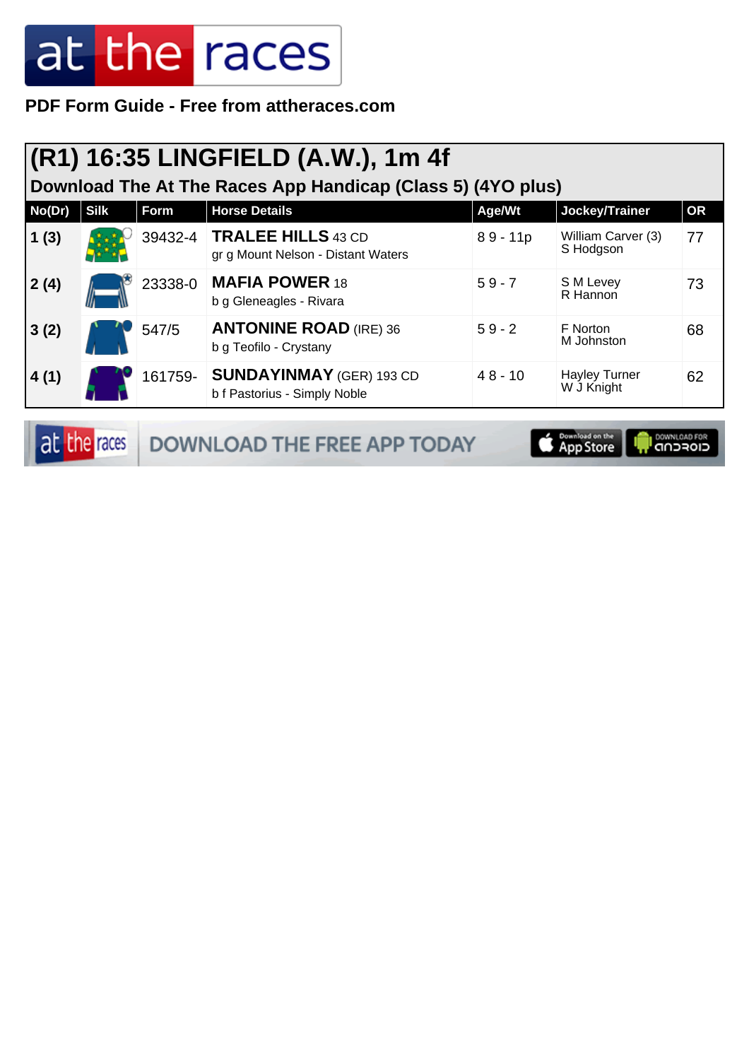**PDF Form Guide - Free from attheraces.com**

## (R1) 16:35 LINGFIELD (A.W.), 1m 4f

### Download The At The Races App Handicap (Class 5) (4YO plus)

| No(Dr) | Silk | Form | Horse Details | Age/Wt | Jockey/Trainer | OR |
|---|---|---|---|---|---|---|
| 1 (3) | | 39432-4 | **TRALEE HILLS** 43 CD<br>gr g Mount Nelson - Distant Waters | 8 9 - 11p | William Carver (3)<br>S Hodgson | 77 |
| 2 (4) | | 23338-0 | **MAFIA POWER** 18<br>b g Gleneagles - Rivara | 5 9 - 7 | S M Levey<br>R Hannon | 73 |
| 3 (2) | | 547/5 | **ANTONINE ROAD** (IRE) 36<br>b g Teofilo - Crystany | 5 9 - 2 | F Norton<br>M Johnston | 68 |
| 4 (1) | | 161759- | **SUNDAYINMAY** (GER) 193 CD<br>b f Pastorius - Simply Noble | 4 8 - 10 | Hayley Turner<br>W J Knight | 62 |

DOWNLOAD THE FREE APP TODAY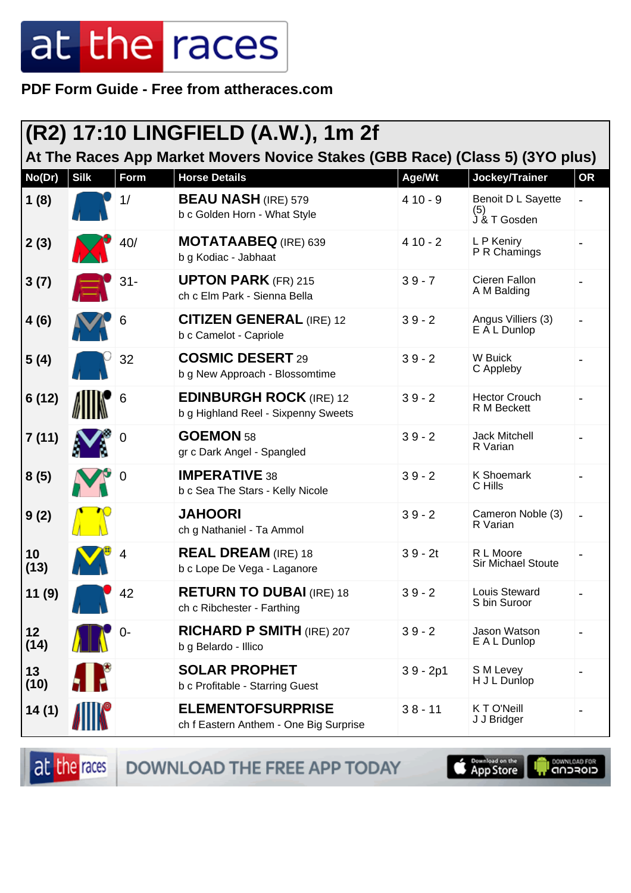# at the races

**PDF Form Guide - Free from attheraces.com**

## (R2) 17:10 LINGFIELD (A.W.), 1m 2f

### At The Races App Market Movers Novice Stakes (GBB Race) (Class 5) (3YO plus)

| No(Dr) | Silk | Form | Horse Details | Age/Wt | Jockey/Trainer | OR |
|---|---|---|---|---|---|---|
| 1 (8) | | 1/ | **BEAU NASH** (IRE) 579<br>b c Golden Horn - What Style | 4 10 - 9 | Benoit D L Sayette (5)<br>J & T Gosden | - |
| 2 (3) | | 40/ | **MOTATAABEQ** (IRE) 639<br>b g Kodiac - Jabhaat | 4 10 - 2 | L P Keniry<br>P R Chamings | - |
| 3 (7) | | 31- | **UPTON PARK** (FR) 215<br>ch c Elm Park - Sienna Bella | 3 9 - 7 | Cieren Fallon<br>A M Balding | - |
| 4 (6) | | 6 | **CITIZEN GENERAL** (IRE) 12<br>b c Camelot - Capriole | 3 9 - 2 | Angus Villiers (3)<br>E A L Dunlop | - |
| 5 (4) | | 32 | **COSMIC DESERT** 29<br>b g New Approach - Blossomtime | 3 9 - 2 | W Buick<br>C Appleby | - |
| 6 (12) | | 6 | **EDINBURGH ROCK** (IRE) 12<br>b g Highland Reel - Sixpenny Sweets | 3 9 - 2 | Hector Crouch<br>R M Beckett | - |
| 7 (11) | | 0 | **GOEMON** 58<br>gr c Dark Angel - Spangled | 3 9 - 2 | Jack Mitchell<br>R Varian | - |
| 8 (5) | | 0 | **IMPERATIVE** 38<br>b c Sea The Stars - Kelly Nicole | 3 9 - 2 | K Shoemark<br>C Hills | - |
| 9 (2) | | | **JAHOORI**<br>ch g Nathaniel - Ta Ammol | 3 9 - 2 | Cameron Noble (3)<br>R Varian | - |
| 10 (13) | | 4 | **REAL DREAM** (IRE) 18<br>b c Lope De Vega - Laganore | 3 9 - 2t | R L Moore<br>Sir Michael Stoute | - |
| 11 (9) | | 42 | **RETURN TO DUBAI** (IRE) 18<br>ch c Ribchester - Farthing | 3 9 - 2 | Louis Steward<br>S bin Suroor | - |
| 12 (14) | | 0- | **RICHARD P SMITH** (IRE) 207<br>b g Belardo - Illico | 3 9 - 2 | Jason Watson<br>E A L Dunlop | - |
| 13 (10) | | | **SOLAR PROPHET**<br>b c Profitable - Starring Guest | 3 9 - 2p1 | S M Levey<br>H J L Dunlop | - |
| 14 (1) | | | **ELEMENTOFSURPRISE**<br>ch f Eastern Anthem - One Big Surprise | 3 8 - 11 | K T O'Neill<br>J J Bridger | - |

at the races DOWNLOAD THE FREE APP TODAY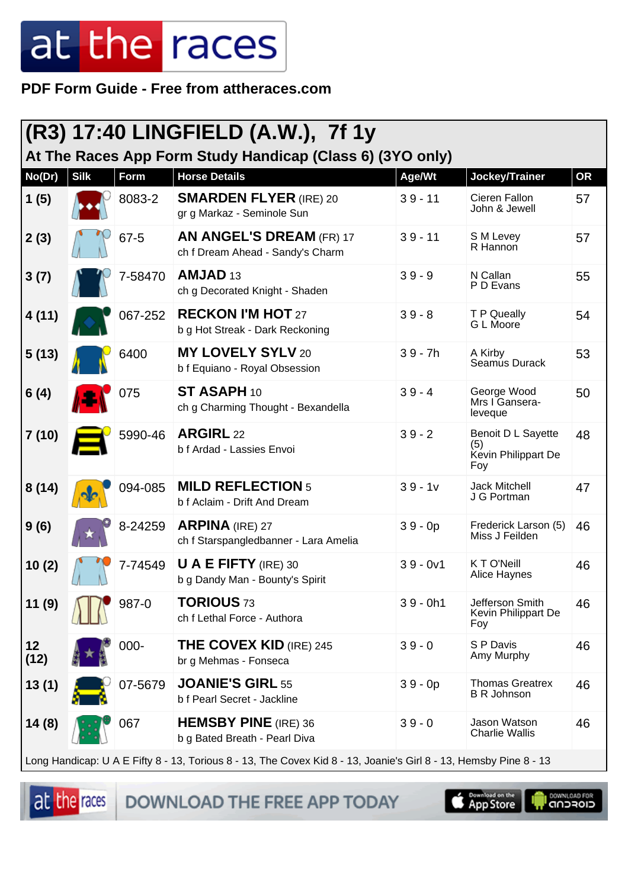at the races

**PDF Form Guide - Free from attheraces.com**

# (R3) 17:40 LINGFIELD (A.W.), 7f 1y

## At The Races App Form Study Handicap (Class 6) (3YO only)

| No(Dr) | Silk | Form | Horse Details | Age/Wt | Jockey/Trainer | OR |
|---|---|---|---|---|---|---|
| 1 (5) | | 8083-2 | **SMARDEN FLYER** (IRE) 20<br>gr g Markaz - Seminole Sun | 3 9 - 11 | Cieren Fallon<br>John & Jewell | 57 |
| 2 (3) | | 67-5 | **AN ANGEL'S DREAM** (FR) 17<br>ch f Dream Ahead - Sandy's Charm | 3 9 - 11 | S M Levey<br>R Hannon | 57 |
| 3 (7) | | 7-58470 | **AMJAD** 13<br>ch g Decorated Knight - Shaden | 3 9 - 9 | N Callan<br>P D Evans | 55 |
| 4 (11) | | 067-252 | **RECKON I'M HOT** 27<br>b g Hot Streak - Dark Reckoning | 3 9 - 8 | T P Queally<br>G L Moore | 54 |
| 5 (13) | | 6400 | **MY LOVELY SYLV** 20<br>b f Equiano - Royal Obsession | 3 9 - 7h | A Kirby<br>Seamus Durack | 53 |
| 6 (4) | | 075 | **ST ASAPH** 10<br>ch g Charming Thought - Bexandella | 3 9 - 4 | George Wood<br>Mrs I Gansera-leveque | 50 |
| 7 (10) | | 5990-46 | **ARGIRL** 22<br>b f Ardad - Lassies Envoi | 3 9 - 2 | Benoit D L Sayette (5)<br>Kevin Philippart De Foy | 48 |
| 8 (14) | | 094-085 | **MILD REFLECTION** 5<br>b f Aclaim - Drift And Dream | 3 9 - 1v | Jack Mitchell<br>J G Portman | 47 |
| 9 (6) | | 8-24259 | **ARPINA** (IRE) 27<br>ch f Starspangledbanner - Lara Amelia | 3 9 - 0p | Frederick Larson (5)<br>Miss J Feilden | 46 |
| 10 (2) | | 7-74549 | **U A E FIFTY** (IRE) 30<br>b g Dandy Man - Bounty's Spirit | 3 9 - 0v1 | K T O'Neill<br>Alice Haynes | 46 |
| 11 (9) | | 987-0 | **TORIOUS** 73<br>ch f Lethal Force - Authora | 3 9 - 0h1 | Jefferson Smith<br>Kevin Philippart De Foy | 46 |
| 12 (12) | | 000- | **THE COVEX KID** (IRE) 245<br>br g Mehmas - Fonseca | 3 9 - 0 | S P Davis<br>Amy Murphy | 46 |
| 13 (1) | | 07-5679 | **JOANIE'S GIRL** 55<br>b f Pearl Secret - Jackline | 3 9 - 0p | Thomas Greatrex<br>B R Johnson | 46 |
| 14 (8) | | 067 | **HEMSBY PINE** (IRE) 36<br>b g Bated Breath - Pearl Diva | 3 9 - 0 | Jason Watson<br>Charlie Wallis | 46 |

Long Handicap: U A E Fifty 8 - 13, Torious 8 - 13, The Covex Kid 8 - 13, Joanie's Girl 8 - 13, Hemsby Pine 8 - 13

at the races DOWNLOAD THE FREE APP TODAY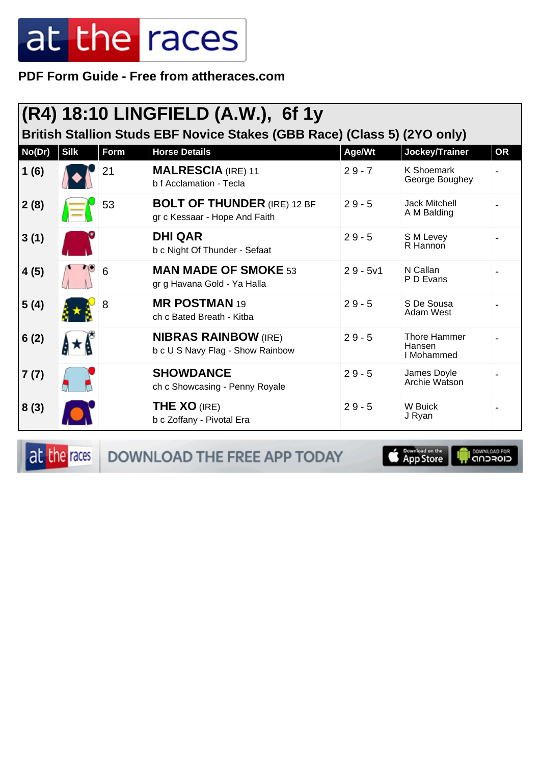PDF Form Guide - Free from attheraces.com

## (R4) 18:10 LINGFIELD (A.W.), 6f 1y

### British Stallion Studs EBF Novice Stakes (GBB Race) (Class 5) (2YO only)

| No(Dr) | Silk | Form | Horse Details | Age/Wt | Jockey/Trainer | OR |
|---|---|---|---|---|---|---|
| 1 (6) | | 21 | **MALRESCIA** (IRE) 11<br>b f Acclamation - Tecla | 2 9 - 7 | K Shoemark<br>George Boughey | - |
| 2 (8) | | 53 | **BOLT OF THUNDER** (IRE) 12 BF<br>gr c Kessaar - Hope And Faith | 2 9 - 5 | Jack Mitchell<br>A M Balding | - |
| 3 (1) | | | **DHI QAR**<br>b c Night Of Thunder - Sefaat | 2 9 - 5 | S M Levey<br>R Hannon | - |
| 4 (5) | | 6 | **MAN MADE OF SMOKE** 53<br>gr g Havana Gold - Ya Halla | 2 9 - 5v1 | N Callan<br>P D Evans | - |
| 5 (4) | | 8 | **MR POSTMAN** 19<br>ch c Bated Breath - Kitba | 2 9 - 5 | S De Sousa<br>Adam West | - |
| 6 (2) | | | **NIBRAS RAINBOW** (IRE)<br>b c U S Navy Flag - Show Rainbow | 2 9 - 5 | Thore Hammer Hansen<br>I Mohammed | - |
| 7 (7) | | | **SHOWDANCE**<br>ch c Showcasing - Penny Royale | 2 9 - 5 | James Doyle<br>Archie Watson | - |
| 8 (3) | | | **THE XO** (IRE)<br>b c Zoffany - Pivotal Era | 2 9 - 5 | W Buick<br>J Ryan | - |

DOWNLOAD THE FREE APP TODAY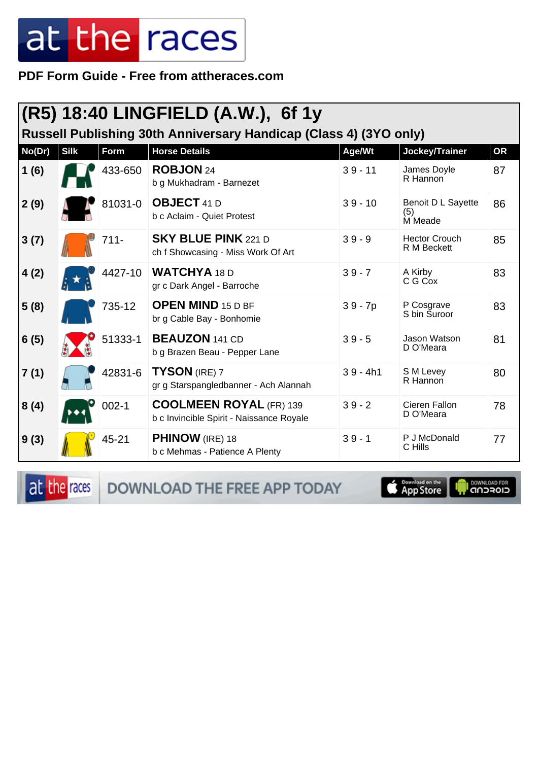PDF Form Guide - Free from attheraces.com

## (R5) 18:40 LINGFIELD (A.W.), 6f 1y

### Russell Publishing 30th Anniversary Handicap (Class 4) (3YO only)

| No(Dr) | Silk | Form | Horse Details | Age/Wt | Jockey/Trainer | OR |
|---|---|---|---|---|---|---|
| 1 (6) | | 433-650 | **ROBJON** 24<br>b g Mukhadram - Barnezet | 3 9 - 11 | James Doyle<br>R Hannon | 87 |
| 2 (9) | | 81031-0 | **OBJECT** 41 D<br>b c Aclaim - Quiet Protest | 3 9 - 10 | Benoit D L Sayette (5)<br>M Meade | 86 |
| 3 (7) | | 711- | **SKY BLUE PINK** 221 D<br>ch f Showcasing - Miss Work Of Art | 3 9 - 9 | Hector Crouch<br>R M Beckett | 85 |
| 4 (2) | | 4427-10 | **WATCHYA** 18 D<br>gr c Dark Angel - Barroche | 3 9 - 7 | A Kirby<br>C G Cox | 83 |
| 5 (8) | | 735-12 | **OPEN MIND** 15 D BF<br>br g Cable Bay - Bonhomie | 3 9 - 7p | P Cosgrave<br>S bin Suroor | 83 |
| 6 (5) | | 51333-1 | **BEAUZON** 141 CD<br>b g Brazen Beau - Pepper Lane | 3 9 - 5 | Jason Watson<br>D O'Meara | 81 |
| 7 (1) | | 42831-6 | **TYSON** (IRE) 7<br>gr g Starspangledbanner - Ach Alannah | 3 9 - 4h1 | S M Levey<br>R Hannon | 80 |
| 8 (4) | | 002-1 | **COOLMEEN ROYAL** (FR) 139<br>b c Invincible Spirit - Naissance Royale | 3 9 - 2 | Cieren Fallon<br>D O'Meara | 78 |
| 9 (3) | | 45-21 | **PHINOW** (IRE) 18<br>b c Mehmas - Patience A Plenty | 3 9 - 1 | P J McDonald<br>C Hills | 77 |

DOWNLOAD THE FREE APP TODAY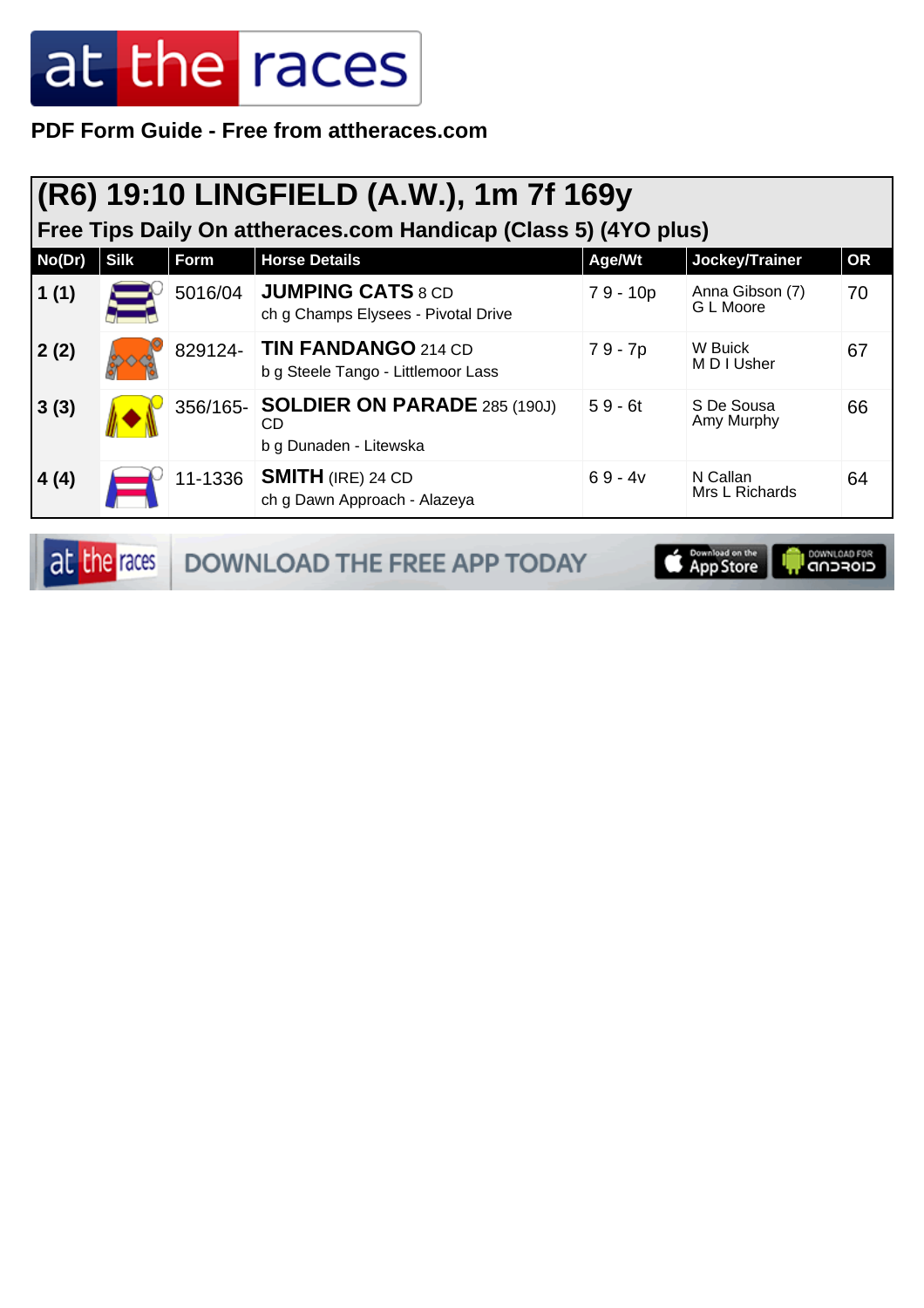PDF Form Guide - Free from attheraces.com

## (R6) 19:10 LINGFIELD (A.W.), 1m 7f 169y

### Free Tips Daily On attheraces.com Handicap (Class 5) (4YO plus)

| No(Dr) | Silk | Form | Horse Details | Age/Wt | Jockey/Trainer | OR |
|---|---|---|---|---|---|---|
| 1 (1) | | 5016/04 | **JUMPING CATS** 8 CD<br>ch g Champs Elysees - Pivotal Drive | 7 9 - 10p | Anna Gibson (7)<br>G L Moore | 70 |
| 2 (2) | | 829124- | **TIN FANDANGO** 214 CD<br>b g Steele Tango - Littlemoor Lass | 7 9 - 7p | W Buick<br>M D I Usher | 67 |
| 3 (3) | | 356/165- | **SOLDIER ON PARADE** 285 (190J) CD<br>b g Dunaden - Litewska | 5 9 - 6t | S De Sousa<br>Amy Murphy | 66 |
| 4 (4) | | 11-1336 | **SMITH** (IRE) 24 CD<br>ch g Dawn Approach - Alazeya | 6 9 - 4v | N Callan<br>Mrs L Richards | 64 |

DOWNLOAD THE FREE APP TODAY